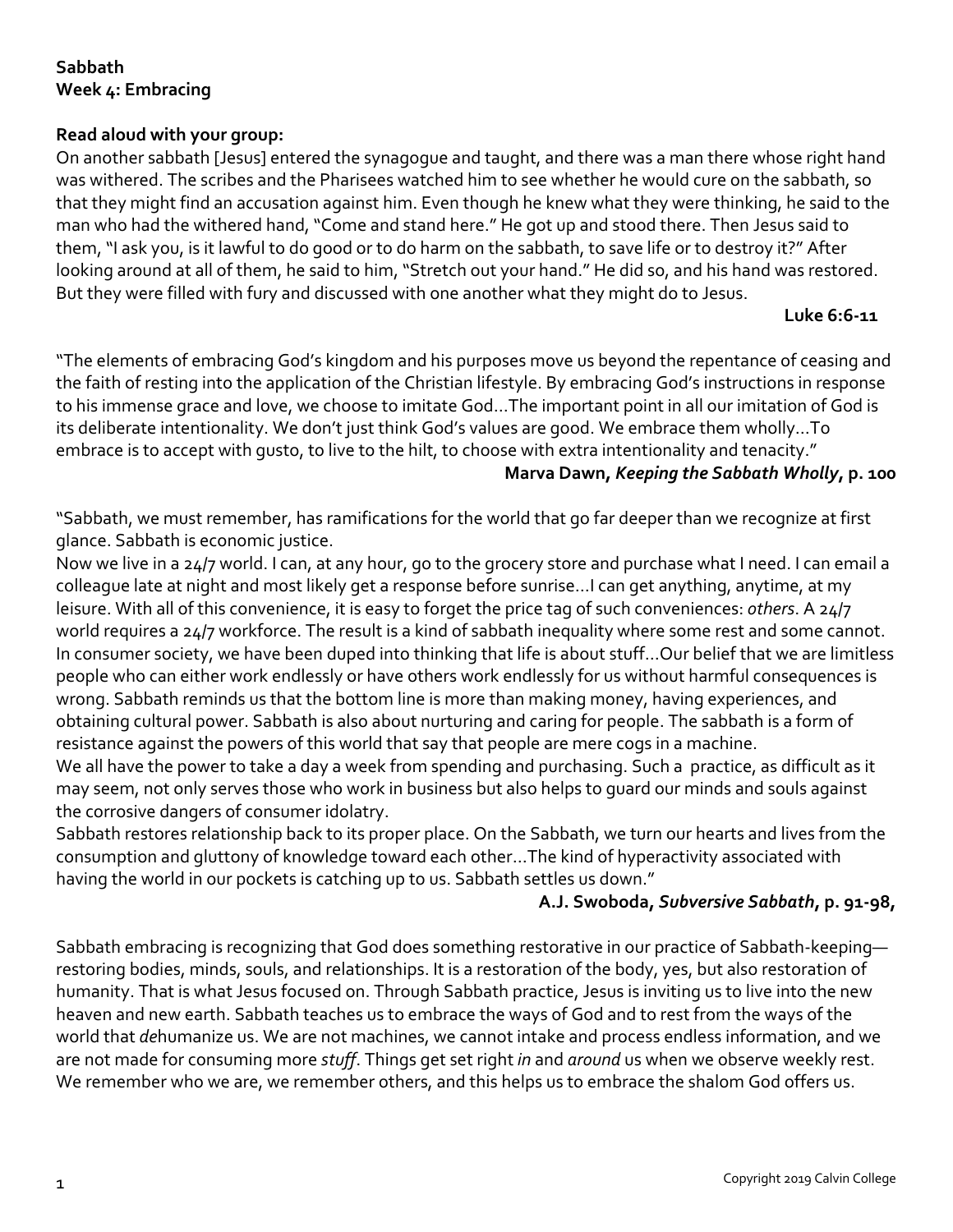**Sabbath**
**Week 4: Embracing**

**Read aloud with your group:**

On another sabbath [Jesus] entered the synagogue and taught, and there was a man there whose right hand was withered. The scribes and the Pharisees watched him to see whether he would cure on the sabbath, so that they might find an accusation against him. Even though he knew what they were thinking, he said to the man who had the withered hand, "Come and stand here." He got up and stood there. Then Jesus said to them, "I ask you, is it lawful to do good or to do harm on the sabbath, to save life or to destroy it?" After looking around at all of them, he said to him, "Stretch out your hand." He did so, and his hand was restored. But they were filled with fury and discussed with one another what they might do to Jesus.

**Luke 6:6-11**

"The elements of embracing God's kingdom and his purposes move us beyond the repentance of ceasing and the faith of resting into the application of the Christian lifestyle. By embracing God's instructions in response to his immense grace and love, we choose to imitate God…The important point in all our imitation of God is its deliberate intentionality. We don't just think God's values are good. We embrace them wholly…To embrace is to accept with gusto, to live to the hilt, to choose with extra intentionality and tenacity."

**Marva Dawn, *Keeping the Sabbath Wholly*, p. 100**

"Sabbath, we must remember, has ramifications for the world that go far deeper than we recognize at first glance. Sabbath is economic justice.

Now we live in a 24/7 world. I can, at any hour, go to the grocery store and purchase what I need. I can email a colleague late at night and most likely get a response before sunrise…I can get anything, anytime, at my leisure. With all of this convenience, it is easy to forget the price tag of such conveniences: *others*. A 24/7 world requires a 24/7 workforce. The result is a kind of sabbath inequality where some rest and some cannot. In consumer society, we have been duped into thinking that life is about stuff…Our belief that we are limitless people who can either work endlessly or have others work endlessly for us without harmful consequences is wrong. Sabbath reminds us that the bottom line is more than making money, having experiences, and obtaining cultural power. Sabbath is also about nurturing and caring for people. The sabbath is a form of resistance against the powers of this world that say that people are mere cogs in a machine.

We all have the power to take a day a week from spending and purchasing. Such a practice, as difficult as it may seem, not only serves those who work in business but also helps to guard our minds and souls against the corrosive dangers of consumer idolatry.

Sabbath restores relationship back to its proper place. On the Sabbath, we turn our hearts and lives from the consumption and gluttony of knowledge toward each other…The kind of hyperactivity associated with having the world in our pockets is catching up to us. Sabbath settles us down."

**A.J. Swoboda, *Subversive Sabbath*, p. 91-98,**

Sabbath embracing is recognizing that God does something restorative in our practice of Sabbath-keeping—restoring bodies, minds, souls, and relationships. It is a restoration of the body, yes, but also restoration of humanity. That is what Jesus focused on. Through Sabbath practice, Jesus is inviting us to live into the new heaven and new earth. Sabbath teaches us to embrace the ways of God and to rest from the ways of the world that *de*humanize us. We are not machines, we cannot intake and process endless information, and we are not made for consuming more *stuff*. Things get set right *in* and *around* us when we observe weekly rest. We remember who we are, we remember others, and this helps us to embrace the shalom God offers us.

Copyright 2019 Calvin College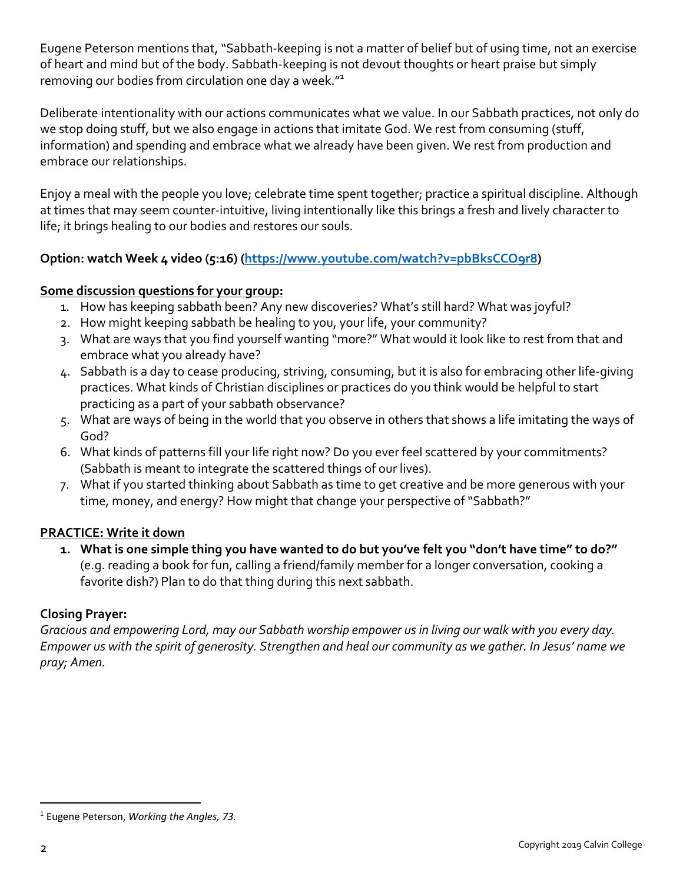Eugene Peterson mentions that, "Sabbath-keeping is not a matter of belief but of using time, not an exercise of heart and mind but of the body. Sabbath-keeping is not devout thoughts or heart praise but simply removing our bodies from circulation one day a week."[1]

Deliberate intentionality with our actions communicates what we value. In our Sabbath practices, not only do we stop doing stuff, but we also engage in actions that imitate God. We rest from consuming (stuff, information) and spending and embrace what we already have been given. We rest from production and embrace our relationships.

Enjoy a meal with the people you love; celebrate time spent together; practice a spiritual discipline. Although at times that may seem counter-intuitive, living intentionally like this brings a fresh and lively character to life; it brings healing to our bodies and restores our souls.

**Option: watch Week 4 video (5:16) ([https://www.youtube.com/watch?v=pbBksCCO9r8](https://www.youtube.com/watch?v=pbBksCCO9r8))**

**Some discussion questions for your group:**

1. How has keeping sabbath been? Any new discoveries? What's still hard? What was joyful?
2. How might keeping sabbath be healing to you, your life, your community?
3. What are ways that you find yourself wanting "more?" What would it look like to rest from that and embrace what you already have?
4. Sabbath is a day to cease producing, striving, consuming, but it is also for embracing other life-giving practices. What kinds of Christian disciplines or practices do you think would be helpful to start practicing as a part of your sabbath observance?
5. What are ways of being in the world that you observe in others that shows a life imitating the ways of God?
6. What kinds of patterns fill your life right now? Do you ever feel scattered by your commitments? (Sabbath is meant to integrate the scattered things of our lives).
7. What if you started thinking about Sabbath as time to get creative and be more generous with your time, money, and energy? How might that change your perspective of "Sabbath?"

**PRACTICE: Write it down**

1. **What is one simple thing you have wanted to do but you've felt you "don't have time" to do?"** (e.g. reading a book for fun, calling a friend/family member for a longer conversation, cooking a favorite dish?) Plan to do that thing during this next sabbath.

**Closing Prayer:**

*Gracious and empowering Lord, may our Sabbath worship empower us in living our walk with you every day. Empower us with the spirit of generosity. Strengthen and heal our community as we gather. In Jesus' name we pray; Amen.*

---

[1] Eugene Peterson, *Working the Angels, 73.*

Copyright 2019 Calvin College